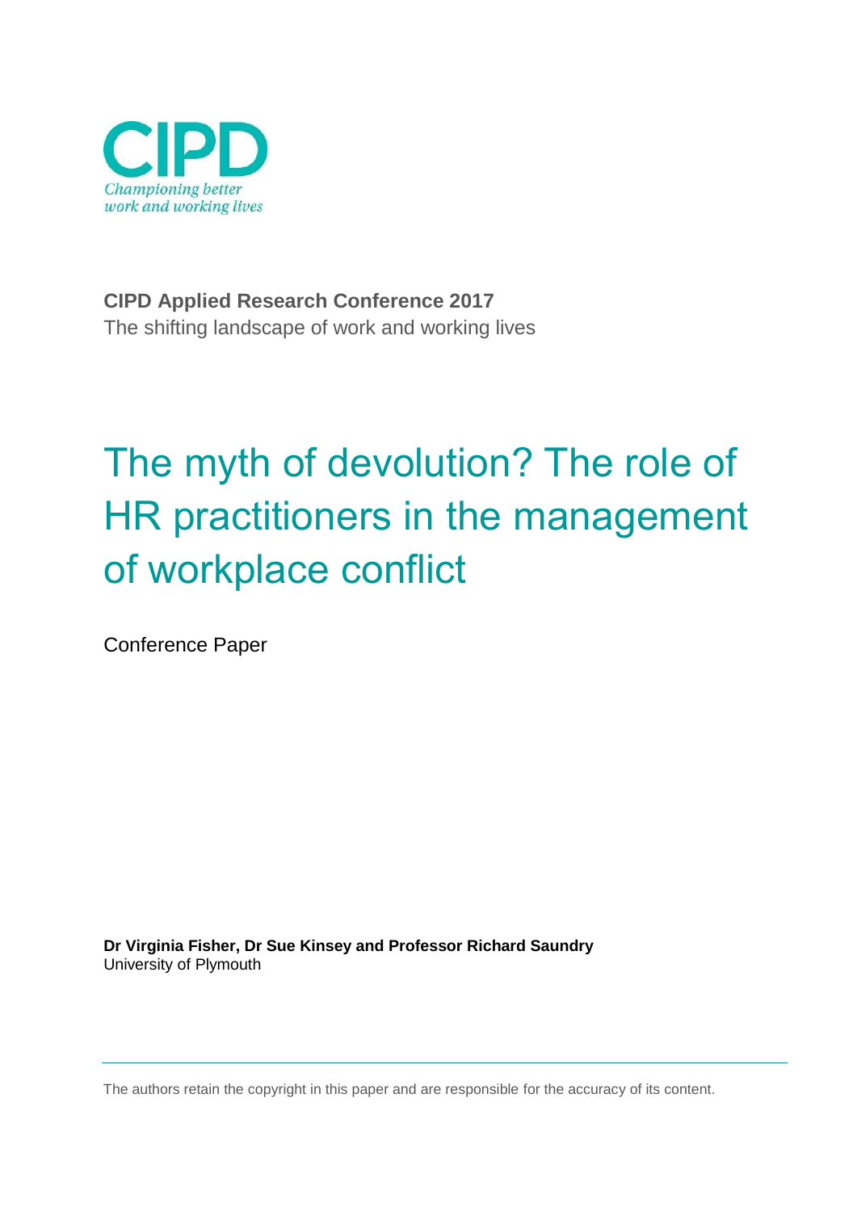CIPD

*Championing better work and working lives*

**CIPD Applied Research Conference 2017**

The shifting landscape of work and working lives

# The myth of devolution? The role of HR practitioners in the management of workplace conflict

Conference Paper

**Dr Virginia Fisher, Dr Sue Kinsey and Professor Richard Saundry**
University of Plymouth

The authors retain the copyright in this paper and are responsible for the accuracy of its content.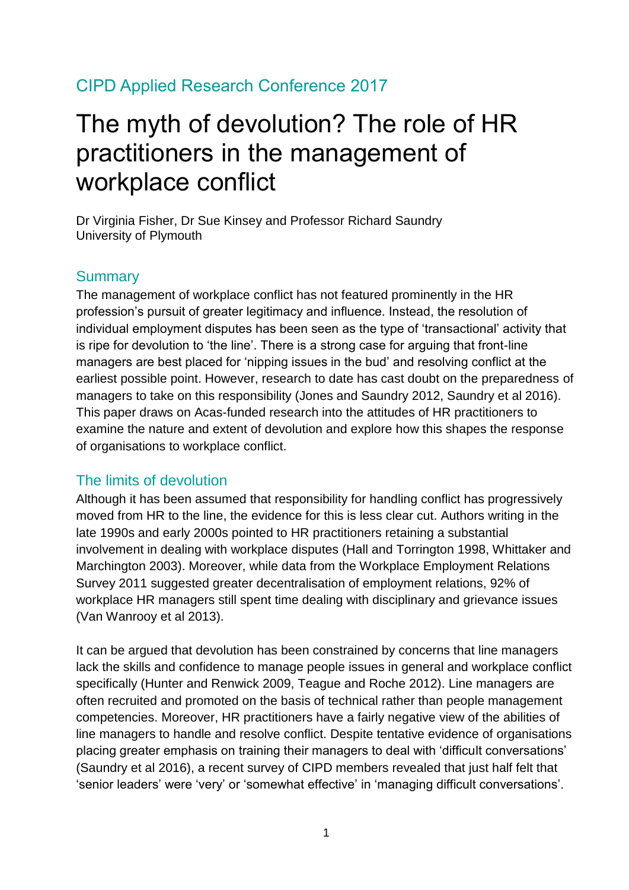CIPD Applied Research Conference 2017

# The myth of devolution? The role of HR practitioners in the management of workplace conflict

Dr Virginia Fisher, Dr Sue Kinsey and Professor Richard Saundry
University of Plymouth

## Summary

The management of workplace conflict has not featured prominently in the HR profession's pursuit of greater legitimacy and influence. Instead, the resolution of individual employment disputes has been seen as the type of 'transactional' activity that is ripe for devolution to 'the line'. There is a strong case for arguing that front-line managers are best placed for 'nipping issues in the bud' and resolving conflict at the earliest possible point. However, research to date has cast doubt on the preparedness of managers to take on this responsibility (Jones and Saundry 2012, Saundry et al 2016). This paper draws on Acas-funded research into the attitudes of HR practitioners to examine the nature and extent of devolution and explore how this shapes the response of organisations to workplace conflict.

## The limits of devolution

Although it has been assumed that responsibility for handling conflict has progressively moved from HR to the line, the evidence for this is less clear cut. Authors writing in the late 1990s and early 2000s pointed to HR practitioners retaining a substantial involvement in dealing with workplace disputes (Hall and Torrington 1998, Whittaker and Marchington 2003). Moreover, while data from the Workplace Employment Relations Survey 2011 suggested greater decentralisation of employment relations, 92% of workplace HR managers still spent time dealing with disciplinary and grievance issues (Van Wanrooy et al 2013).

It can be argued that devolution has been constrained by concerns that line managers lack the skills and confidence to manage people issues in general and workplace conflict specifically (Hunter and Renwick 2009, Teague and Roche 2012). Line managers are often recruited and promoted on the basis of technical rather than people management competencies. Moreover, HR practitioners have a fairly negative view of the abilities of line managers to handle and resolve conflict. Despite tentative evidence of organisations placing greater emphasis on training their managers to deal with 'difficult conversations' (Saundry et al 2016), a recent survey of CIPD members revealed that just half felt that 'senior leaders' were 'very' or 'somewhat effective' in 'managing difficult conversations'.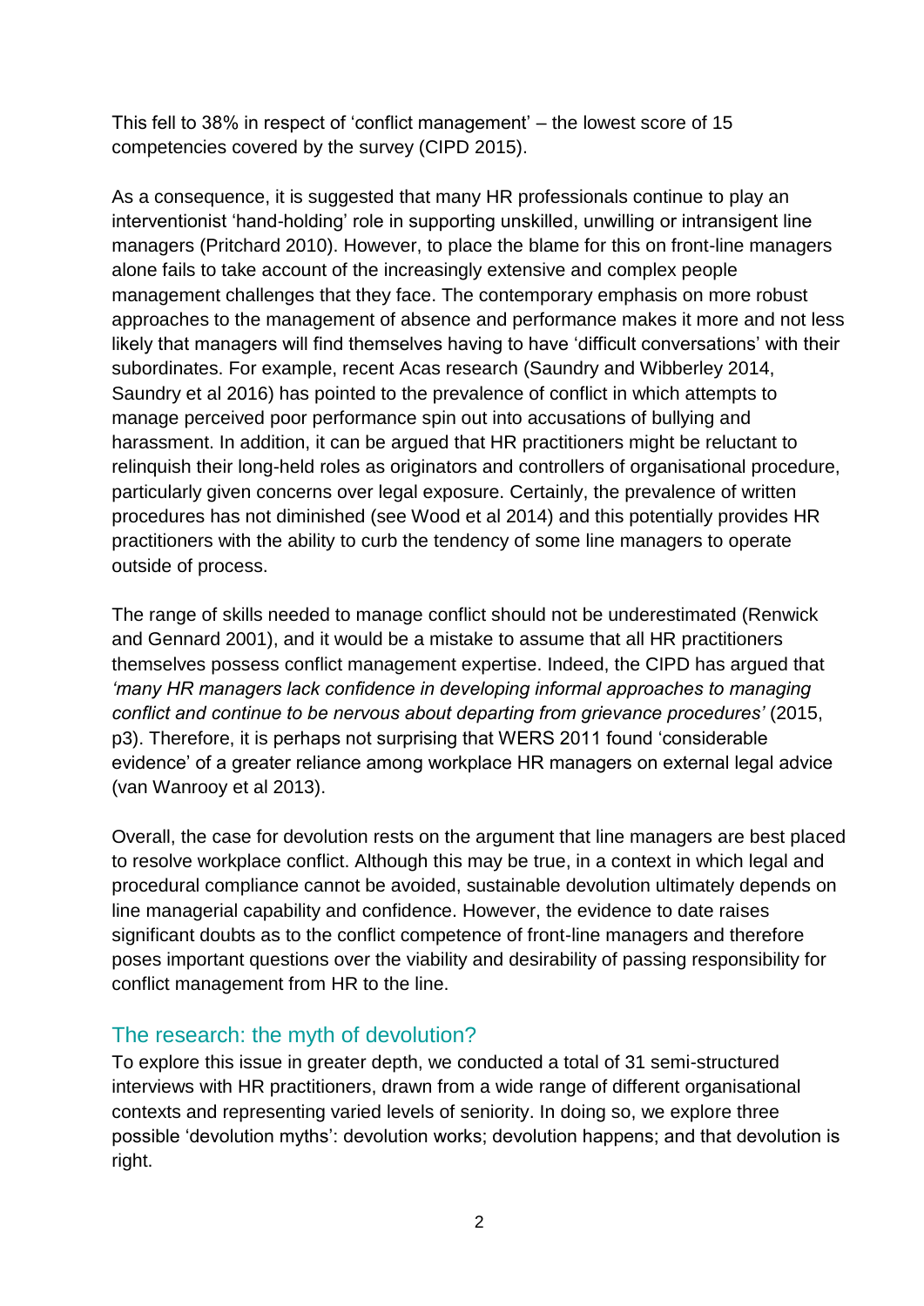This fell to 38% in respect of 'conflict management' – the lowest score of 15 competencies covered by the survey (CIPD 2015).

As a consequence, it is suggested that many HR professionals continue to play an interventionist 'hand-holding' role in supporting unskilled, unwilling or intransigent line managers (Pritchard 2010). However, to place the blame for this on front-line managers alone fails to take account of the increasingly extensive and complex people management challenges that they face. The contemporary emphasis on more robust approaches to the management of absence and performance makes it more and not less likely that managers will find themselves having to have 'difficult conversations' with their subordinates. For example, recent Acas research (Saundry and Wibberley 2014, Saundry et al 2016) has pointed to the prevalence of conflict in which attempts to manage perceived poor performance spin out into accusations of bullying and harassment. In addition, it can be argued that HR practitioners might be reluctant to relinquish their long-held roles as originators and controllers of organisational procedure, particularly given concerns over legal exposure. Certainly, the prevalence of written procedures has not diminished (see Wood et al 2014) and this potentially provides HR practitioners with the ability to curb the tendency of some line managers to operate outside of process.

The range of skills needed to manage conflict should not be underestimated (Renwick and Gennard 2001), and it would be a mistake to assume that all HR practitioners themselves possess conflict management expertise. Indeed, the CIPD has argued that *'many HR managers lack confidence in developing informal approaches to managing conflict and continue to be nervous about departing from grievance procedures'* (2015, p3). Therefore, it is perhaps not surprising that WERS 2011 found 'considerable evidence' of a greater reliance among workplace HR managers on external legal advice (van Wanrooy et al 2013).

Overall, the case for devolution rests on the argument that line managers are best placed to resolve workplace conflict. Although this may be true, in a context in which legal and procedural compliance cannot be avoided, sustainable devolution ultimately depends on line managerial capability and confidence. However, the evidence to date raises significant doubts as to the conflict competence of front-line managers and therefore poses important questions over the viability and desirability of passing responsibility for conflict management from HR to the line.

## The research: the myth of devolution?

To explore this issue in greater depth, we conducted a total of 31 semi-structured interviews with HR practitioners, drawn from a wide range of different organisational contexts and representing varied levels of seniority. In doing so, we explore three possible 'devolution myths': devolution works; devolution happens; and that devolution is right.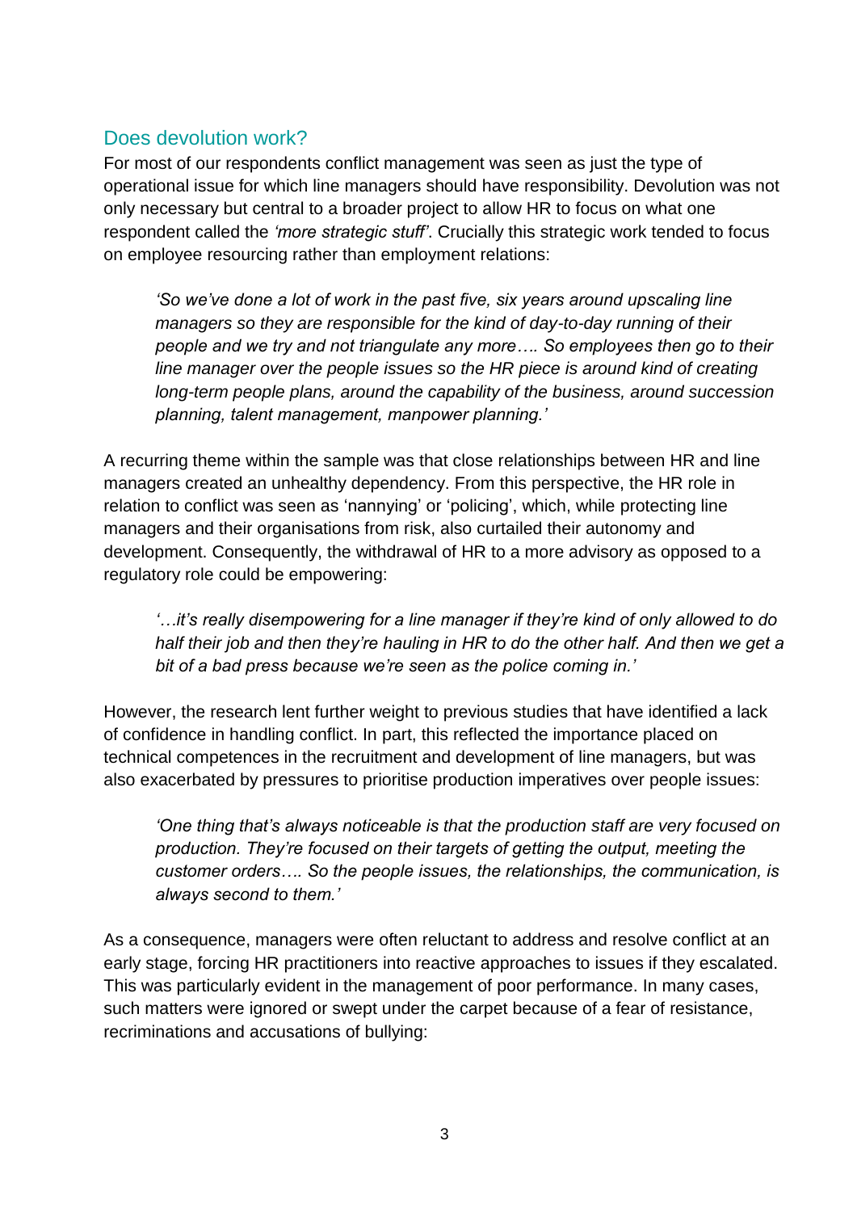## Does devolution work?

For most of our respondents conflict management was seen as just the type of operational issue for which line managers should have responsibility. Devolution was not only necessary but central to a broader project to allow HR to focus on what one respondent called the *'more strategic stuff'*. Crucially this strategic work tended to focus on employee resourcing rather than employment relations:

> *'So we've done a lot of work in the past five, six years around upscaling line managers so they are responsible for the kind of day-to-day running of their people and we try and not triangulate any more…. So employees then go to their line manager over the people issues so the HR piece is around kind of creating long-term people plans, around the capability of the business, around succession planning, talent management, manpower planning.'*

A recurring theme within the sample was that close relationships between HR and line managers created an unhealthy dependency. From this perspective, the HR role in relation to conflict was seen as 'nannying' or 'policing', which, while protecting line managers and their organisations from risk, also curtailed their autonomy and development. Consequently, the withdrawal of HR to a more advisory as opposed to a regulatory role could be empowering:

> *'…it's really disempowering for a line manager if they're kind of only allowed to do half their job and then they're hauling in HR to do the other half. And then we get a bit of a bad press because we're seen as the police coming in.'*

However, the research lent further weight to previous studies that have identified a lack of confidence in handling conflict. In part, this reflected the importance placed on technical competences in the recruitment and development of line managers, but was also exacerbated by pressures to prioritise production imperatives over people issues:

> *'One thing that's always noticeable is that the production staff are very focused on production. They're focused on their targets of getting the output, meeting the customer orders…. So the people issues, the relationships, the communication, is always second to them.'*

As a consequence, managers were often reluctant to address and resolve conflict at an early stage, forcing HR practitioners into reactive approaches to issues if they escalated. This was particularly evident in the management of poor performance. In many cases, such matters were ignored or swept under the carpet because of a fear of resistance, recriminations and accusations of bullying: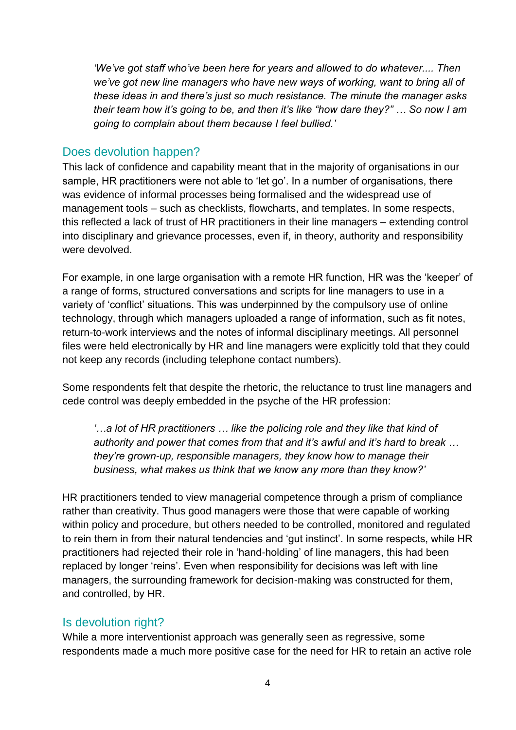*'We've got staff who've been here for years and allowed to do whatever.... Then we've got new line managers who have new ways of working, want to bring all of these ideas in and there's just so much resistance. The minute the manager asks their team how it's going to be, and then it's like "how dare they?" … So now I am going to complain about them because I feel bullied.'*

## Does devolution happen?

This lack of confidence and capability meant that in the majority of organisations in our sample, HR practitioners were not able to 'let go'. In a number of organisations, there was evidence of informal processes being formalised and the widespread use of management tools – such as checklists, flowcharts, and templates. In some respects, this reflected a lack of trust of HR practitioners in their line managers – extending control into disciplinary and grievance processes, even if, in theory, authority and responsibility were devolved.

For example, in one large organisation with a remote HR function, HR was the 'keeper' of a range of forms, structured conversations and scripts for line managers to use in a variety of 'conflict' situations. This was underpinned by the compulsory use of online technology, through which managers uploaded a range of information, such as fit notes, return-to-work interviews and the notes of informal disciplinary meetings. All personnel files were held electronically by HR and line managers were explicitly told that they could not keep any records (including telephone contact numbers).

Some respondents felt that despite the rhetoric, the reluctance to trust line managers and cede control was deeply embedded in the psyche of the HR profession:

*'…a lot of HR practitioners … like the policing role and they like that kind of authority and power that comes from that and it's awful and it's hard to break … they're grown-up, responsible managers, they know how to manage their business, what makes us think that we know any more than they know?'*

HR practitioners tended to view managerial competence through a prism of compliance rather than creativity. Thus good managers were those that were capable of working within policy and procedure, but others needed to be controlled, monitored and regulated to rein them in from their natural tendencies and 'gut instinct'. In some respects, while HR practitioners had rejected their role in 'hand-holding' of line managers, this had been replaced by longer 'reins'. Even when responsibility for decisions was left with line managers, the surrounding framework for decision-making was constructed for them, and controlled, by HR.

## Is devolution right?

While a more interventionist approach was generally seen as regressive, some respondents made a much more positive case for the need for HR to retain an active role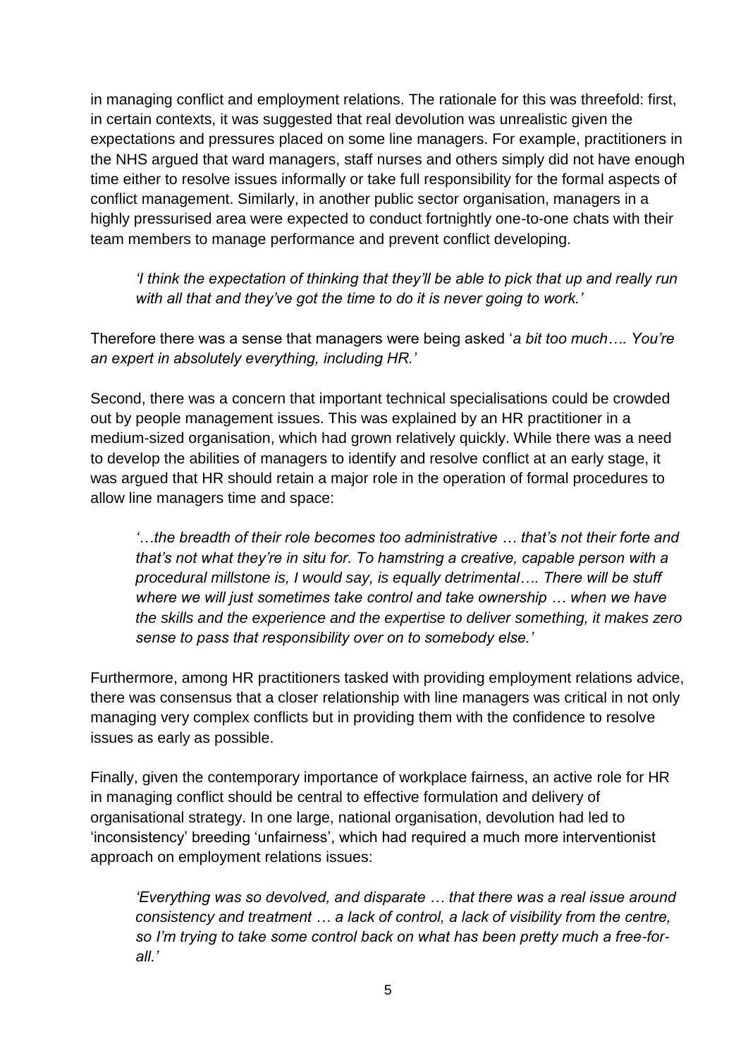in managing conflict and employment relations. The rationale for this was threefold: first, in certain contexts, it was suggested that real devolution was unrealistic given the expectations and pressures placed on some line managers. For example, practitioners in the NHS argued that ward managers, staff nurses and others simply did not have enough time either to resolve issues informally or take full responsibility for the formal aspects of conflict management. Similarly, in another public sector organisation, managers in a highly pressurised area were expected to conduct fortnightly one-to-one chats with their team members to manage performance and prevent conflict developing.

> *'I think the expectation of thinking that they'll be able to pick that up and really run with all that and they've got the time to do it is never going to work.'*

Therefore there was a sense that managers were being asked '*a bit too much…. You're an expert in absolutely everything, including HR.'*

Second, there was a concern that important technical specialisations could be crowded out by people management issues. This was explained by an HR practitioner in a medium-sized organisation, which had grown relatively quickly. While there was a need to develop the abilities of managers to identify and resolve conflict at an early stage, it was argued that HR should retain a major role in the operation of formal procedures to allow line managers time and space:

> *'…the breadth of their role becomes too administrative … that's not their forte and that's not what they're in situ for. To hamstring a creative, capable person with a procedural millstone is, I would say, is equally detrimental…. There will be stuff where we will just sometimes take control and take ownership … when we have the skills and the experience and the expertise to deliver something, it makes zero sense to pass that responsibility over on to somebody else.'*

Furthermore, among HR practitioners tasked with providing employment relations advice, there was consensus that a closer relationship with line managers was critical in not only managing very complex conflicts but in providing them with the confidence to resolve issues as early as possible.

Finally, given the contemporary importance of workplace fairness, an active role for HR in managing conflict should be central to effective formulation and delivery of organisational strategy. In one large, national organisation, devolution had led to 'inconsistency' breeding 'unfairness', which had required a much more interventionist approach on employment relations issues:

> *'Everything was so devolved, and disparate … that there was a real issue around consistency and treatment … a lack of control, a lack of visibility from the centre, so I'm trying to take some control back on what has been pretty much a free-for-all.'*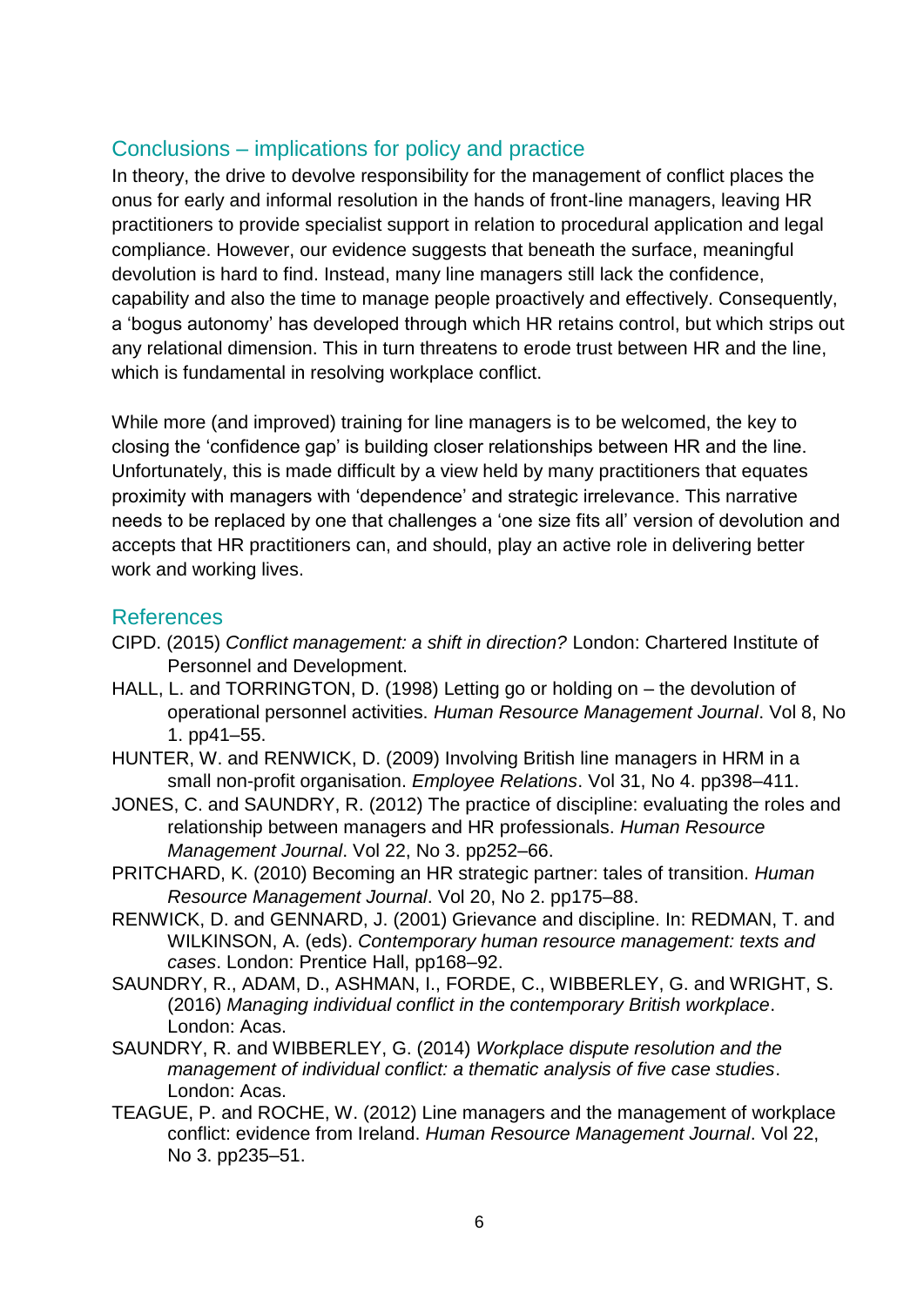## Conclusions – implications for policy and practice

In theory, the drive to devolve responsibility for the management of conflict places the onus for early and informal resolution in the hands of front-line managers, leaving HR practitioners to provide specialist support in relation to procedural application and legal compliance. However, our evidence suggests that beneath the surface, meaningful devolution is hard to find. Instead, many line managers still lack the confidence, capability and also the time to manage people proactively and effectively. Consequently, a 'bogus autonomy' has developed through which HR retains control, but which strips out any relational dimension. This in turn threatens to erode trust between HR and the line, which is fundamental in resolving workplace conflict.

While more (and improved) training for line managers is to be welcomed, the key to closing the 'confidence gap' is building closer relationships between HR and the line. Unfortunately, this is made difficult by a view held by many practitioners that equates proximity with managers with 'dependence' and strategic irrelevance. This narrative needs to be replaced by one that challenges a 'one size fits all' version of devolution and accepts that HR practitioners can, and should, play an active role in delivering better work and working lives.

## References

CIPD. (2015) *Conflict management: a shift in direction?* London: Chartered Institute of Personnel and Development.

HALL, L. and TORRINGTON, D. (1998) Letting go or holding on – the devolution of operational personnel activities. *Human Resource Management Journal*. Vol 8, No 1. pp41–55.

HUNTER, W. and RENWICK, D. (2009) Involving British line managers in HRM in a small non-profit organisation. *Employee Relations*. Vol 31, No 4. pp398–411.

JONES, C. and SAUNDRY, R. (2012) The practice of discipline: evaluating the roles and relationship between managers and HR professionals. *Human Resource Management Journal*. Vol 22, No 3. pp252–66.

PRITCHARD, K. (2010) Becoming an HR strategic partner: tales of transition. *Human Resource Management Journal*. Vol 20, No 2. pp175–88.

RENWICK, D. and GENNARD, J. (2001) Grievance and discipline. In: REDMAN, T. and WILKINSON, A. (eds). *Contemporary human resource management: texts and cases*. London: Prentice Hall, pp168–92.

SAUNDRY, R., ADAM, D., ASHMAN, I., FORDE, C., WIBBERLEY, G. and WRIGHT, S. (2016) *Managing individual conflict in the contemporary British workplace*. London: Acas.

SAUNDRY, R. and WIBBERLEY, G. (2014) *Workplace dispute resolution and the management of individual conflict: a thematic analysis of five case studies*. London: Acas.

TEAGUE, P. and ROCHE, W. (2012) Line managers and the management of workplace conflict: evidence from Ireland. *Human Resource Management Journal*. Vol 22, No 3. pp235–51.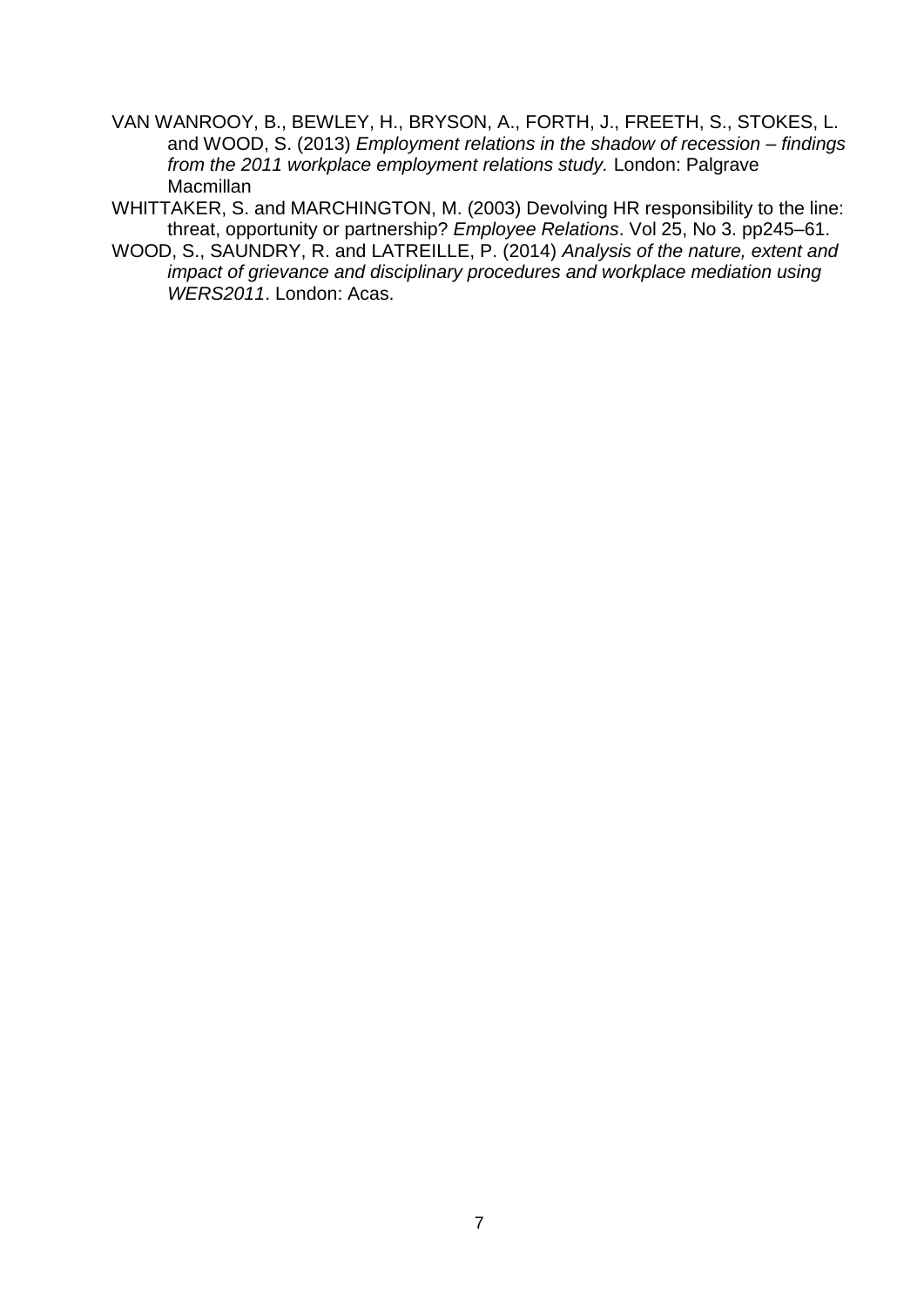VAN WANROOY, B., BEWLEY, H., BRYSON, A., FORTH, J., FREETH, S., STOKES, L. and WOOD, S. (2013) *Employment relations in the shadow of recession – findings from the 2011 workplace employment relations study.* London: Palgrave Macmillan

WHITTAKER, S. and MARCHINGTON, M. (2003) Devolving HR responsibility to the line: threat, opportunity or partnership? *Employee Relations*. Vol 25, No 3. pp245–61.

WOOD, S., SAUNDRY, R. and LATREILLE, P. (2014) *Analysis of the nature, extent and impact of grievance and disciplinary procedures and workplace mediation using WERS2011*. London: Acas.